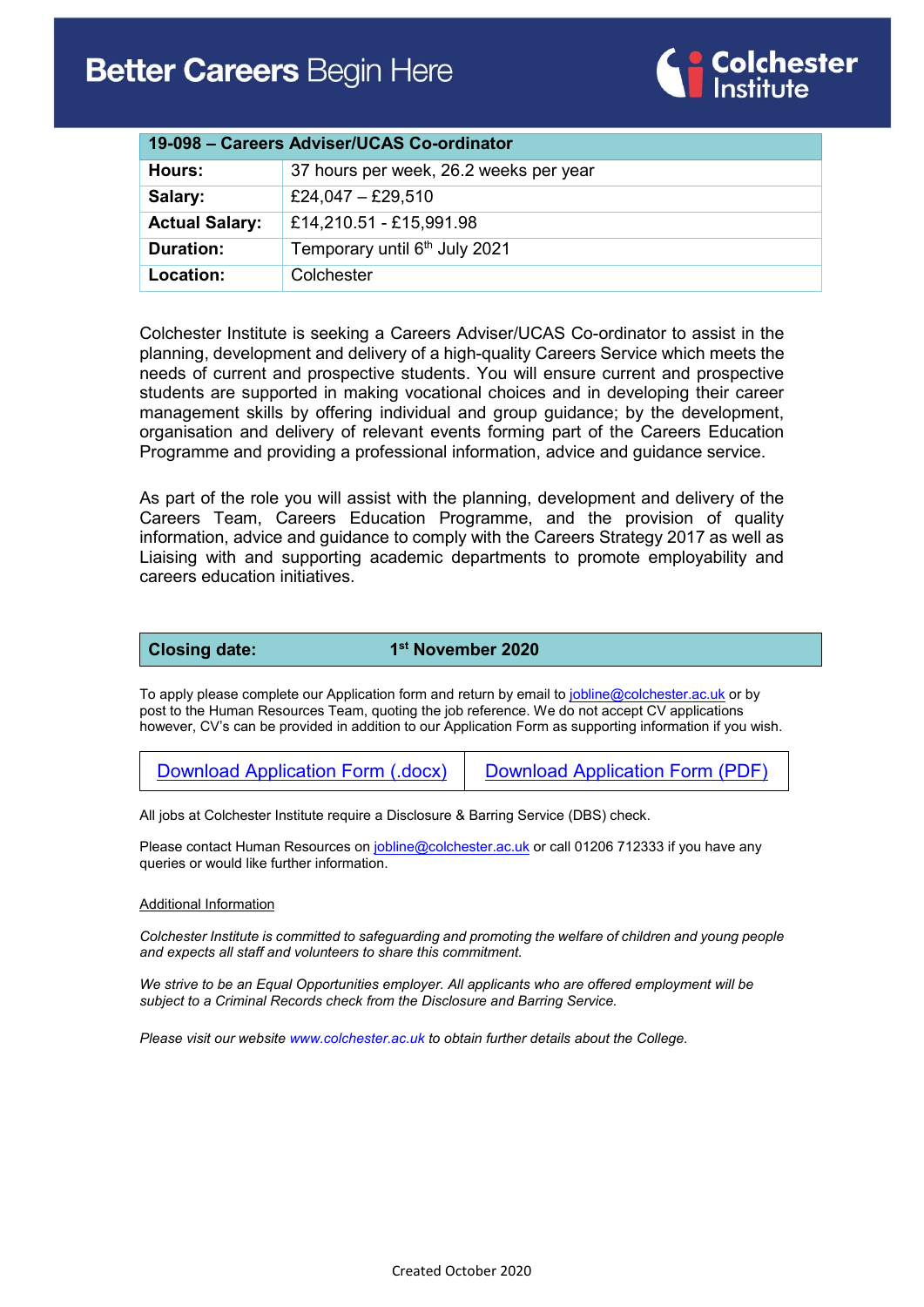# Better Careers Begin Here

Colchester Institute

| 19-098 – Careers Adviser/UCAS Co-ordinator | |
|---|---|
| **Hours:** | 37 hours per week, 26.2 weeks per year |
| **Salary:** | £24,047 – £29,510 |
| **Actual Salary:** | £14,210.51 - £15,991.98 |
| **Duration:** | Temporary until 6th July 2021 |
| **Location:** | Colchester |

Colchester Institute is seeking a Careers Adviser/UCAS Co-ordinator to assist in the planning, development and delivery of a high-quality Careers Service which meets the needs of current and prospective students. You will ensure current and prospective students are supported in making vocational choices and in developing their career management skills by offering individual and group guidance; by the development, organisation and delivery of relevant events forming part of the Careers Education Programme and providing a professional information, advice and guidance service.

As part of the role you will assist with the planning, development and delivery of the Careers Team, Careers Education Programme, and the provision of quality information, advice and guidance to comply with the Careers Strategy 2017 as well as Liaising with and supporting academic departments to promote employability and careers education initiatives.

| **Closing date:** | **1st November 2020** |
|---|---|

To apply please complete our Application form and return by email to jobline@colchester.ac.uk or by post to the Human Resources Team, quoting the job reference. We do not accept CV applications however, CV's can be provided in addition to our Application Form as supporting information if you wish.

| Download Application Form (.docx) | Download Application Form (PDF) |
|---|---|

All jobs at Colchester Institute require a Disclosure & Barring Service (DBS) check.

Please contact Human Resources on jobline@colchester.ac.uk or call 01206 712333 if you have any queries or would like further information.

Additional Information

*Colchester Institute is committed to safeguarding and promoting the welfare of children and young people and expects all staff and volunteers to share this commitment.*

*We strive to be an Equal Opportunities employer. All applicants who are offered employment will be subject to a Criminal Records check from the Disclosure and Barring Service.*

*Please visit our website www.colchester.ac.uk to obtain further details about the College.*

Created October 2020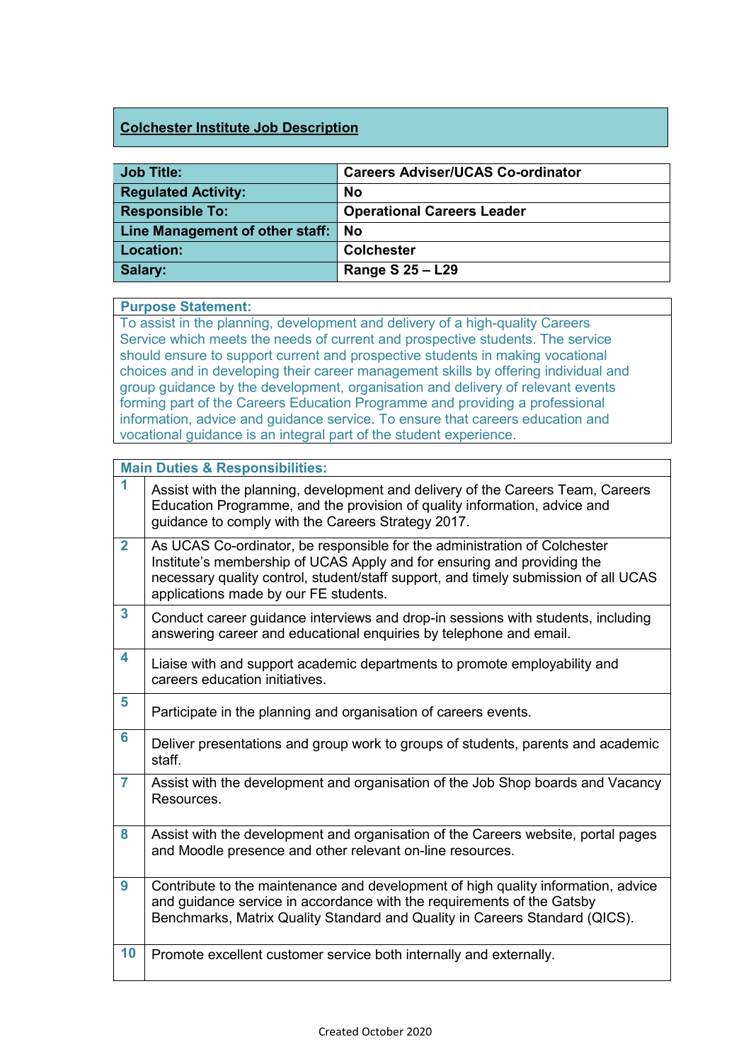**Colchester Institute Job Description**

| Job Title: | Careers Adviser/UCAS Co-ordinator |
|---|---|
| Regulated Activity: | No |
| Responsible To: | Operational Careers Leader |
| Line Management of other staff: | No |
| Location: | Colchester |
| Salary: | Range S 25 – L29 |

**Purpose Statement:**

To assist in the planning, development and delivery of a high-quality Careers Service which meets the needs of current and prospective students. The service should ensure to support current and prospective students in making vocational choices and in developing their career management skills by offering individual and group guidance by the development, organisation and delivery of relevant events forming part of the Careers Education Programme and providing a professional information, advice and guidance service. To ensure that careers education and vocational guidance is an integral part of the student experience.

**Main Duties & Responsibilities:**

| | |
|---|---|
| 1 | Assist with the planning, development and delivery of the Careers Team, Careers Education Programme, and the provision of quality information, advice and guidance to comply with the Careers Strategy 2017. |
| 2 | As UCAS Co-ordinator, be responsible for the administration of Colchester Institute's membership of UCAS Apply and for ensuring and providing the necessary quality control, student/staff support, and timely submission of all UCAS applications made by our FE students. |
| 3 | Conduct career guidance interviews and drop-in sessions with students, including answering career and educational enquiries by telephone and email. |
| 4 | Liaise with and support academic departments to promote employability and careers education initiatives. |
| 5 | Participate in the planning and organisation of careers events. |
| 6 | Deliver presentations and group work to groups of students, parents and academic staff. |
| 7 | Assist with the development and organisation of the Job Shop boards and Vacancy Resources. |
| 8 | Assist with the development and organisation of the Careers website, portal pages and Moodle presence and other relevant on-line resources. |
| 9 | Contribute to the maintenance and development of high quality information, advice and guidance service in accordance with the requirements of the Gatsby Benchmarks, Matrix Quality Standard and Quality in Careers Standard (QICS). |
| 10 | Promote excellent customer service both internally and externally. |

Created October 2020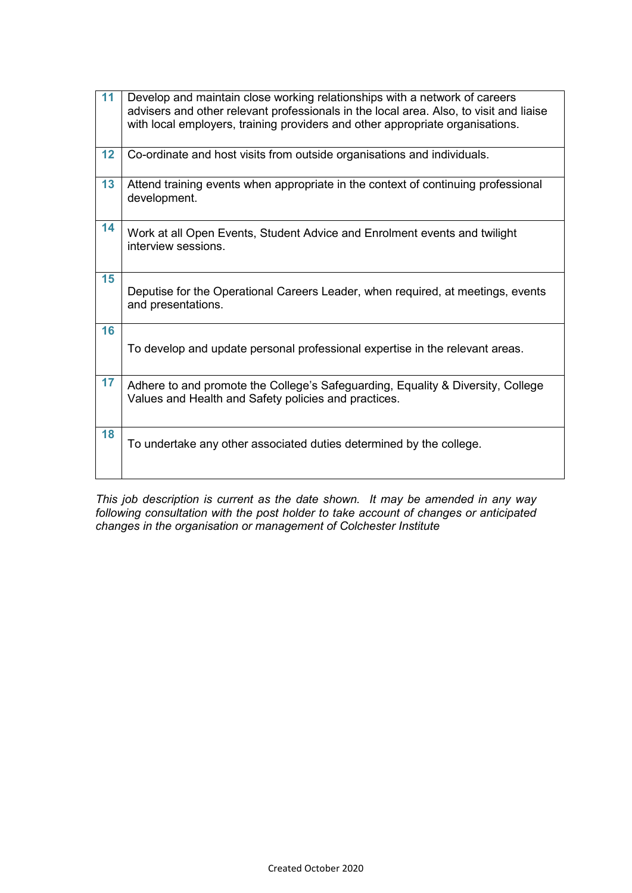| | |
|---|---|
| 11 | Develop and maintain close working relationships with a network of careers advisers and other relevant professionals in the local area. Also, to visit and liaise with local employers, training providers and other appropriate organisations. |
| 12 | Co-ordinate and host visits from outside organisations and individuals. |
| 13 | Attend training events when appropriate in the context of continuing professional development. |
| 14 | Work at all Open Events, Student Advice and Enrolment events and twilight interview sessions. |
| 15 | Deputise for the Operational Careers Leader, when required, at meetings, events and presentations. |
| 16 | To develop and update personal professional expertise in the relevant areas. |
| 17 | Adhere to and promote the College's Safeguarding, Equality & Diversity, College Values and Health and Safety policies and practices. |
| 18 | To undertake any other associated duties determined by the college. |

*This job description is current as the date shown. It may be amended in any way following consultation with the post holder to take account of changes or anticipated changes in the organisation or management of Colchester Institute*

Created October 2020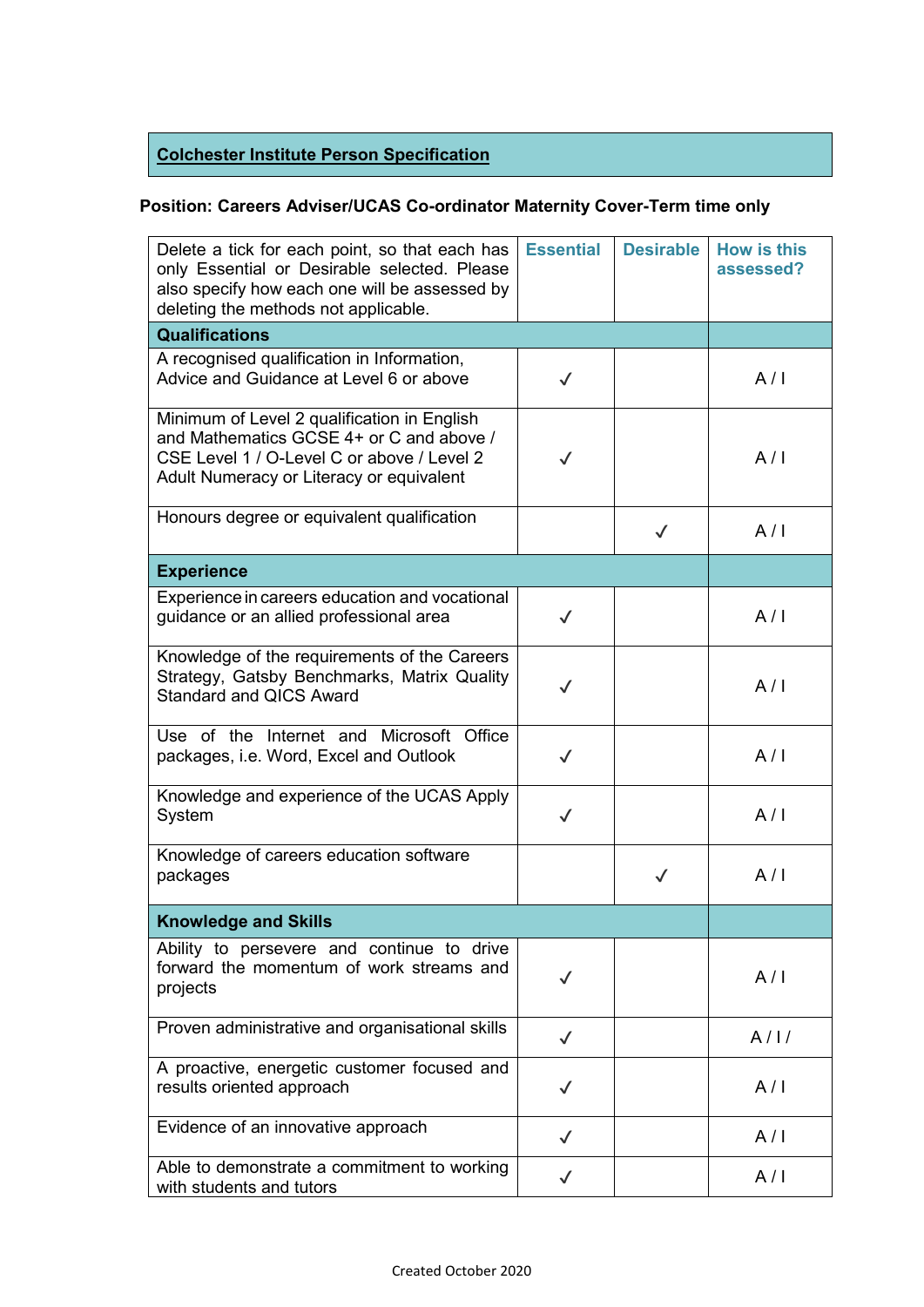**Colchester Institute Person Specification**

**Position: Careers Adviser/UCAS Co-ordinator Maternity Cover-Term time only**

| Delete a tick for each point, so that each has only Essential or Desirable selected. Please also specify how each one will be assessed by deleting the methods not applicable. | Essential | Desirable | How is this assessed? |
|---|---|---|---|
| **Qualifications** | | | |
| A recognised qualification in Information, Advice and Guidance at Level 6 or above | ✓ | | A / I |
| Minimum of Level 2 qualification in English and Mathematics GCSE 4+ or C and above / CSE Level 1 / O-Level C or above / Level 2 Adult Numeracy or Literacy or equivalent | ✓ | | A / I |
| Honours degree or equivalent qualification | | ✓ | A / I |
| **Experience** | | | |
| Experience in careers education and vocational guidance or an allied professional area | ✓ | | A / I |
| Knowledge of the requirements of the Careers Strategy, Gatsby Benchmarks, Matrix Quality Standard and QICS Award | ✓ | | A / I |
| Use of the Internet and Microsoft Office packages, i.e. Word, Excel and Outlook | ✓ | | A / I |
| Knowledge and experience of the UCAS Apply System | ✓ | | A / I |
| Knowledge of careers education software packages | | ✓ | A / I |
| **Knowledge and Skills** | | | |
| Ability to persevere and continue to drive forward the momentum of work streams and projects | ✓ | | A / I |
| Proven administrative and organisational skills | ✓ | | A / I / |
| A proactive, energetic customer focused and results oriented approach | ✓ | | A / I |
| Evidence of an innovative approach | ✓ | | A / I |
| Able to demonstrate a commitment to working with students and tutors | ✓ | | A / I |

Created October 2020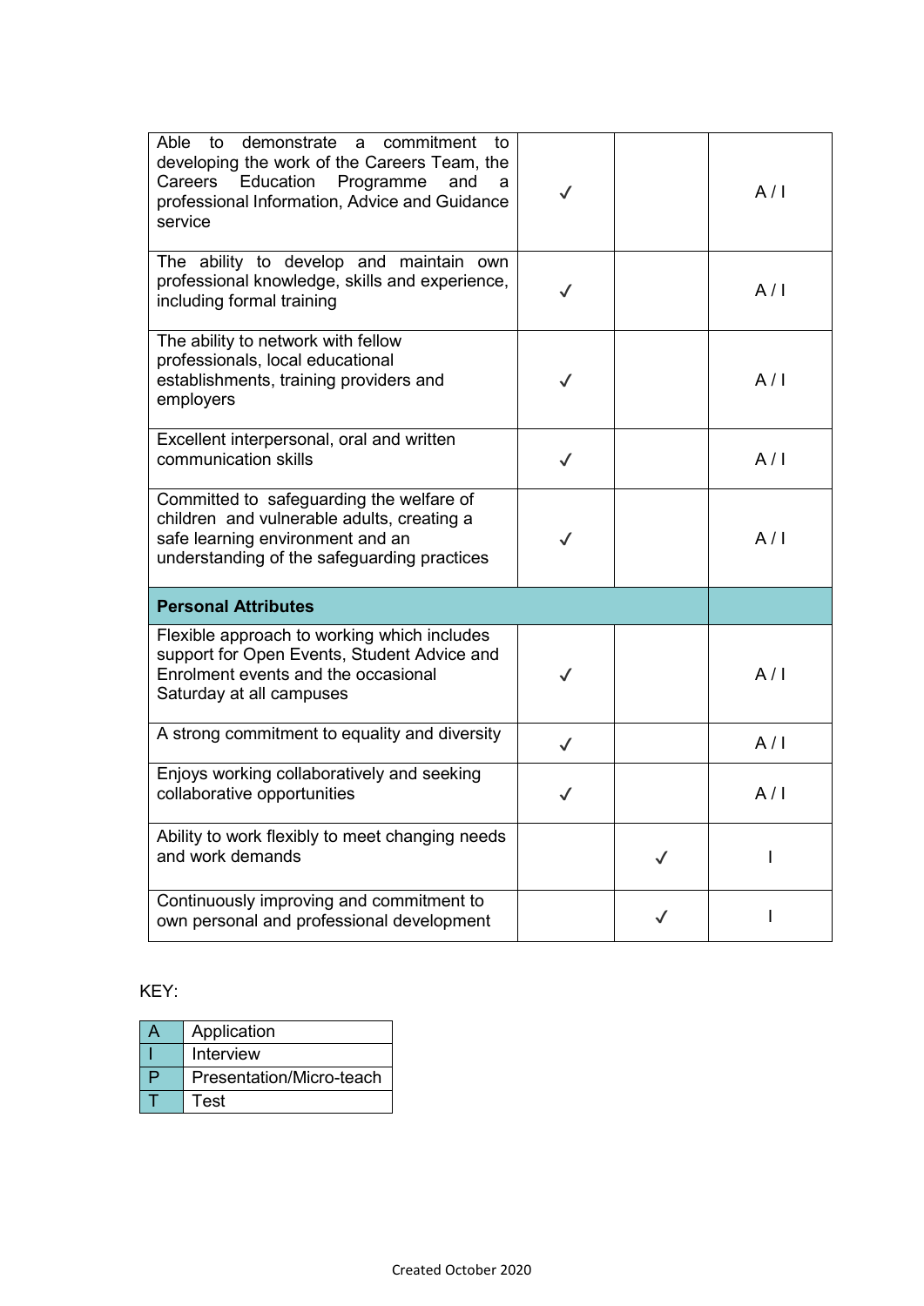| | | | |
|---|---|---|---|
| Able to demonstrate a commitment to developing the work of the Careers Team, the Careers Education Programme and a professional Information, Advice and Guidance service | ✓ | | A / I |
| The ability to develop and maintain own professional knowledge, skills and experience, including formal training | ✓ | | A / I |
| The ability to network with fellow professionals, local educational establishments, training providers and employers | ✓ | | A / I |
| Excellent interpersonal, oral and written communication skills | ✓ | | A / I |
| Committed to safeguarding the welfare of children and vulnerable adults, creating a safe learning environment and an understanding of the safeguarding practices | ✓ | | A / I |
| **Personal Attributes** | | | |
| Flexible approach to working which includes support for Open Events, Student Advice and Enrolment events and the occasional Saturday at all campuses | ✓ | | A / I |
| A strong commitment to equality and diversity | ✓ | | A / I |
| Enjoys working collaboratively and seeking collaborative opportunities | ✓ | | A / I |
| Ability to work flexibly to meet changing needs and work demands | | ✓ | I |
| Continuously improving and commitment to own personal and professional development | | ✓ | I |

KEY:

| | |
|---|---|
| A | Application |
| I | Interview |
| P | Presentation/Micro-teach |
| T | Test |

Created October 2020